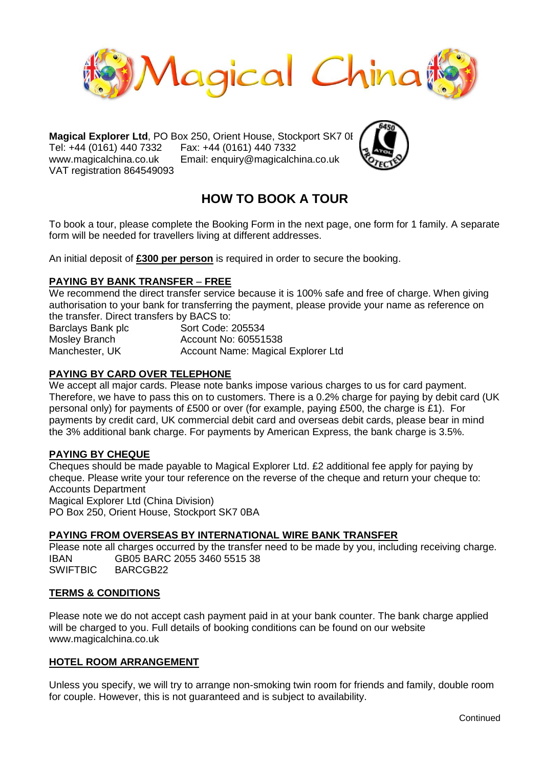# Magical China

**Magical Explorer Ltd**, PO Box 250, Orient House, Stockport SK7 0I
Tel: +44 (0161) 440 7332 Fax: +44 (0161) 440 7332
www.magicalchina.co.uk Email: enquiry@magicalchina.co.uk
VAT registration 864549093

## HOW TO BOOK A TOUR

To book a tour, please complete the Booking Form in the next page, one form for 1 family. A separate form will be needed for travellers living at different addresses.

An initial deposit of **£300 per person** is required in order to secure the booking.

### PAYING BY BANK TRANSFER – FREE

We recommend the direct transfer service because it is 100% safe and free of charge. When giving authorisation to your bank for transferring the payment, please provide your name as reference on the transfer. Direct transfers by BACS to:

Barclays Bank plc — Sort Code: 205534
Mosley Branch — Account No: 60551538
Manchester, UK — Account Name: Magical Explorer Ltd

### PAYING BY CARD OVER TELEPHONE

We accept all major cards. Please note banks impose various charges to us for card payment. Therefore, we have to pass this on to customers. There is a 0.2% charge for paying by debit card (UK personal only) for payments of £500 or over (for example, paying £500, the charge is £1). For payments by credit card, UK commercial debit card and overseas debit cards, please bear in mind the 3% additional bank charge. For payments by American Express, the bank charge is 3.5%.

### PAYING BY CHEQUE

Cheques should be made payable to Magical Explorer Ltd. £2 additional fee apply for paying by cheque. Please write your tour reference on the reverse of the cheque and return your cheque to:
Accounts Department
Magical Explorer Ltd (China Division)
PO Box 250, Orient House, Stockport SK7 0BA

### PAYING FROM OVERSEAS BY INTERNATIONAL WIRE BANK TRANSFER

Please note all charges occurred by the transfer need to be made by you, including receiving charge.
IBAN GB05 BARC 2055 3460 5515 38
SWIFTBIC BARCGB22

### TERMS & CONDITIONS

Please note we do not accept cash payment paid in at your bank counter. The bank charge applied will be charged to you. Full details of booking conditions can be found on our website www.magicalchina.co.uk

### HOTEL ROOM ARRANGEMENT

Unless you specify, we will try to arrange non-smoking twin room for friends and family, double room for couple. However, this is not guaranteed and is subject to availability.

Continued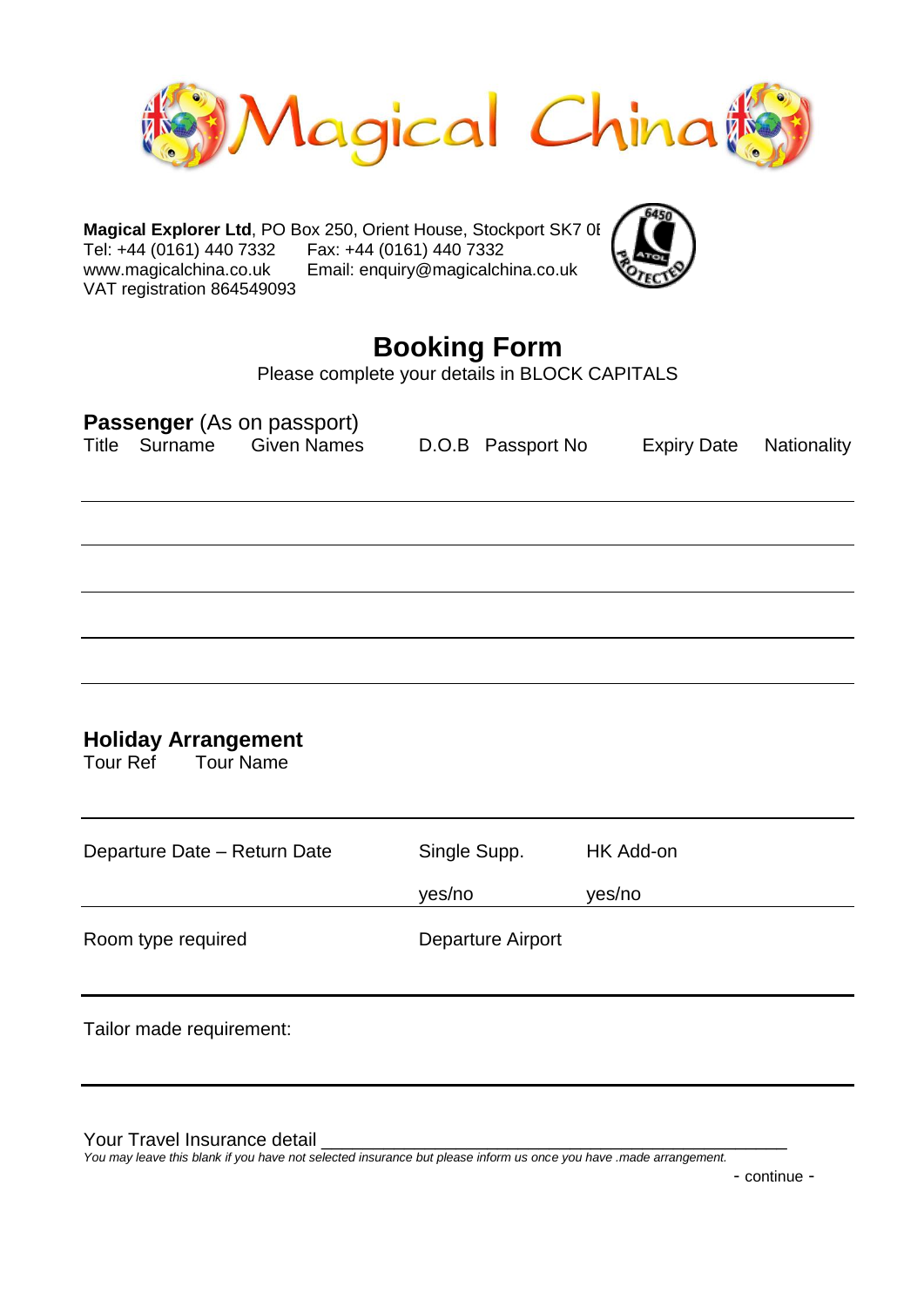# Magical China

**Magical Explorer Ltd**, PO Box 250, Orient House, Stockport SK7 0E
Tel: +44 (0161) 440 7332 Fax: +44 (0161) 440 7332
www.magicalchina.co.uk Email: enquiry@magicalchina.co.uk
VAT registration 864549093

## Booking Form

Please complete your details in BLOCK CAPITALS

### Passenger (As on passport)

| Title | Surname | Given Names | D.O.B | Passport No | Expiry Date | Nationality |
|---|---|---|---|---|---|---|
| | | | | | | |
| | | | | | | |
| | | | | | | |
| | | | | | | |
| | | | | | | |

### Holiday Arrangement

Tour Ref Tour Name

| Departure Date – Return Date | Single Supp. | HK Add-on |
|---|---|---|
| | yes/no | yes/no |

Room type required Departure Airport

Tailor made requirement:

Your Travel Insurance detail ______________________________________________

*You may leave this blank if you have not selected insurance but please inform us once you have .made arrangement.*

- continue -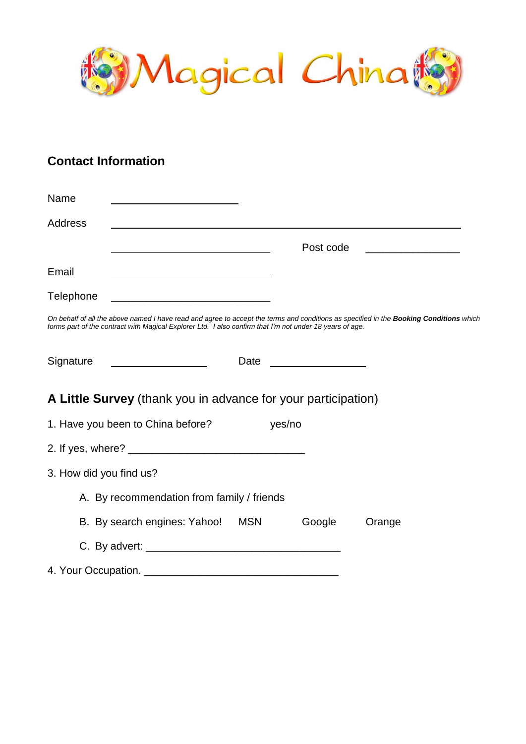# Magical China

## Contact Information

Name ______________________

Address ____________________________________________________________

__________________________ Post code ________________

Email __________________________

Telephone __________________________

*On behalf of all the above named I have read and agree to accept the terms and conditions as specified in the* ***Booking Conditions*** *which forms part of the contract with Magical Explorer Ltd. I also confirm that I'm not under 18 years of age.*

Signature ________________ Date ________________

## **A Little Survey** (thank you in advance for your participation)

1. Have you been to China before? yes/no

2. If yes, where? _____________________________

3. How did you find us?

   A. By recommendation from family / friends

   B. By search engines: Yahoo! MSN Google Orange

   C. By advert: ________________________________

4. Your Occupation. ________________________________